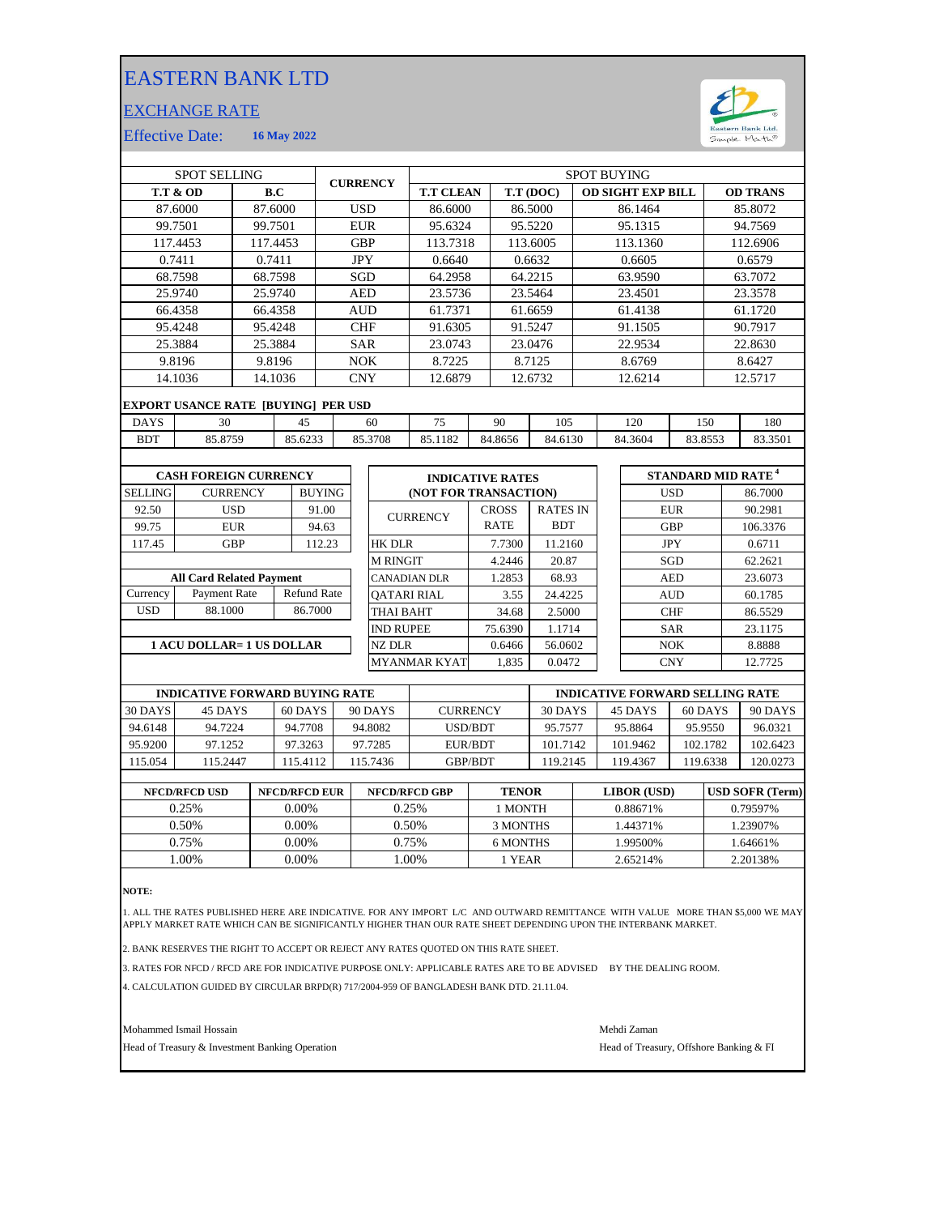# EASTERN BANK LTD

## EXCHANGE RATE

Effective Date: **16 May 2022**

| SPOT SELLING | | CURRENCY | SPOT BUYING | | | |
|---|---|---|---|---|---|---|
| **T.T & OD** | **B.C** | | **T.T CLEAN** | **T.T (DOC)** | **OD SIGHT EXP BILL** | **OD TRANS** |
| 87.6000 | 87.6000 | USD | 86.6000 | 86.5000 | 86.1464 | 85.8072 |
| 99.7501 | 99.7501 | EUR | 95.6324 | 95.5220 | 95.1315 | 94.7569 |
| 117.4453 | 117.4453 | GBP | 113.7318 | 113.6005 | 113.1360 | 112.6906 |
| 0.7411 | 0.7411 | JPY | 0.6640 | 0.6632 | 0.6605 | 0.6579 |
| 68.7598 | 68.7598 | SGD | 64.2958 | 64.2215 | 63.9590 | 63.7072 |
| 25.9740 | 25.9740 | AED | 23.5736 | 23.5464 | 23.4501 | 23.3578 |
| 66.4358 | 66.4358 | AUD | 61.7371 | 61.6659 | 61.4138 | 61.1720 |
| 95.4248 | 95.4248 | CHF | 91.6305 | 91.5247 | 91.1505 | 90.7917 |
| 25.3884 | 25.3884 | SAR | 23.0743 | 23.0476 | 22.9534 | 22.8630 |
| 9.8196 | 9.8196 | NOK | 8.7225 | 8.7125 | 8.6769 | 8.6427 |
| 14.1036 | 14.1036 | CNY | 12.6879 | 12.6732 | 12.6214 | 12.5717 |

**EXPORT USANCE RATE [BUYING] PER USD**

| DAYS | 30 | 45 | 60 | 75 | 90 | 105 | 120 | 150 | 180 |
|---|---|---|---|---|---|---|---|---|---|
| BDT | 85.8759 | 85.6233 | 85.3708 | 85.1182 | 84.8656 | 84.6130 | 84.3604 | 83.8553 | 83.3501 |

**CASH FOREIGN CURRENCY**

| SELLING | CURRENCY | BUYING |
|---|---|---|
| 92.50 | USD | 91.00 |
| 99.75 | EUR | 94.63 |
| 117.45 | GBP | 112.23 |

**All Card Related Payment**

| Currency | Payment Rate | Refund Rate |
|---|---|---|
| USD | 88.1000 | 86.7000 |

**1 ACU DOLLAR= 1 US DOLLAR**

**INDICATIVE RATES (NOT FOR TRANSACTION)**

| CURRENCY | CROSS RATE | RATES IN BDT |
|---|---|---|
| HK DLR | 7.7300 | 11.2160 |
| M RINGIT | 4.2446 | 20.87 |
| CANADIAN DLR | 1.2853 | 68.93 |
| QATARI RIAL | 3.55 | 24.4225 |
| THAI BAHT | 34.68 | 2.5000 |
| IND RUPEE | 75.6390 | 1.1714 |
| NZ DLR | 0.6466 | 56.0602 |
| MYANMAR KYAT | 1,835 | 0.0472 |

**STANDARD MID RATE [4]**

| Currency | Rate |
|---|---|
| USD | 86.7000 |
| EUR | 90.2981 |
| GBP | 106.3376 |
| JPY | 0.6711 |
| SGD | 62.2621 |
| AED | 23.6073 |
| AUD | 60.1785 |
| CHF | 86.5529 |
| SAR | 23.1175 |
| NOK | 8.8888 |
| CNY | 12.7725 |

| INDICATIVE FORWARD BUYING RATE | | | | | INDICATIVE FORWARD SELLING RATE | | | |
|---|---|---|---|---|---|---|---|---|
| 30 DAYS | 45 DAYS | 60 DAYS | 90 DAYS | CURRENCY | 30 DAYS | 45 DAYS | 60 DAYS | 90 DAYS |
| 94.6148 | 94.7224 | 94.7708 | 94.8082 | USD/BDT | 95.7577 | 95.8864 | 95.9550 | 96.0321 |
| 95.9200 | 97.1252 | 97.3263 | 97.7285 | EUR/BDT | 101.7142 | 101.9462 | 102.1782 | 102.6423 |
| 115.054 | 115.2447 | 115.4112 | 115.7436 | GBP/BDT | 119.2145 | 119.4367 | 119.6338 | 120.0273 |

| NFCD/RFCD USD | NFCD/RFCD EUR | NFCD/RFCD GBP | TENOR | LIBOR (USD) | USD SOFR (Term) |
|---|---|---|---|---|---|
| 0.25% | 0.00% | 0.25% | 1 MONTH | 0.88671% | 0.79597% |
| 0.50% | 0.00% | 0.50% | 3 MONTHS | 1.44371% | 1.23907% |
| 0.75% | 0.00% | 0.75% | 6 MONTHS | 1.99500% | 1.64661% |
| 1.00% | 0.00% | 1.00% | 1 YEAR | 2.65214% | 2.20138% |

**NOTE:**

1. ALL THE RATES PUBLISHED HERE ARE INDICATIVE. FOR ANY IMPORT L/C AND OUTWARD REMITTANCE WITH VALUE MORE THAN $5,000 WE MAY APPLY MARKET RATE WHICH CAN BE SIGNIFICANTLY HIGHER THAN OUR RATE SHEET DEPENDING UPON THE INTERBANK MARKET.
2. BANK RESERVES THE RIGHT TO ACCEPT OR REJECT ANY RATES QUOTED ON THIS RATE SHEET.
3. RATES FOR NFCD / RFCD ARE FOR INDICATIVE PURPOSE ONLY: APPLICABLE RATES ARE TO BE ADVISED BY THE DEALING ROOM.
4. CALCULATION GUIDED BY CIRCULAR BRPD(R) 717/2004-959 OF BANGLADESH BANK DTD. 21.11.04.

Mohammed Ismail Hossain
Head of Treasury & Investment Banking Operation

Mehdi Zaman
Head of Treasury, Offshore Banking & FI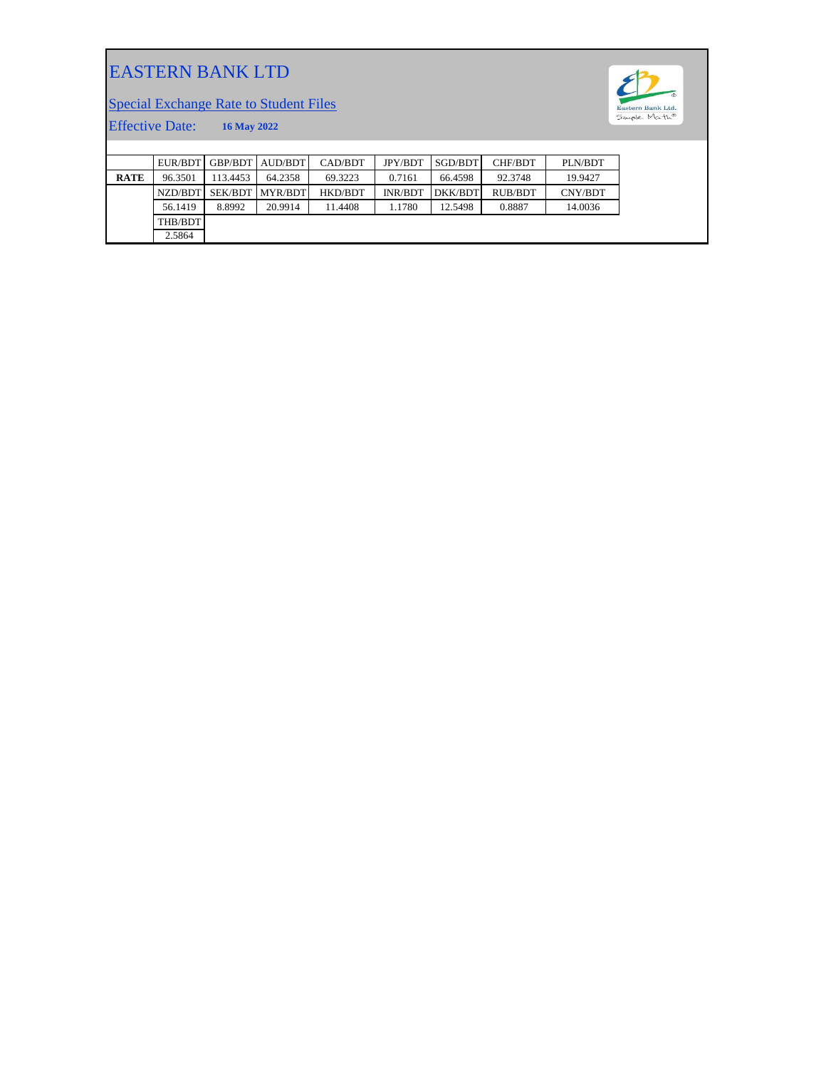# EASTERN BANK LTD

Special Exchange Rate to Student Files

Effective Date: **16 May 2022**

| | | | | | | | | |
|---|---|---|---|---|---|---|---|---|
| | EUR/BDT | GBP/BDT | AUD/BDT | CAD/BDT | JPY/BDT | SGD/BDT | CHF/BDT | PLN/BDT |
| **RATE** | 96.3501 | 113.4453 | 64.2358 | 69.3223 | 0.7161 | 66.4598 | 92.3748 | 19.9427 |
| | NZD/BDT | SEK/BDT | MYR/BDT | HKD/BDT | INR/BDT | DKK/BDT | RUB/BDT | CNY/BDT |
| | 56.1419 | 8.8992 | 20.9914 | 11.4408 | 1.1780 | 12.5498 | 0.8887 | 14.0036 |
| | THB/BDT | | | | | | | |
| | 2.5864 | | | | | | | |